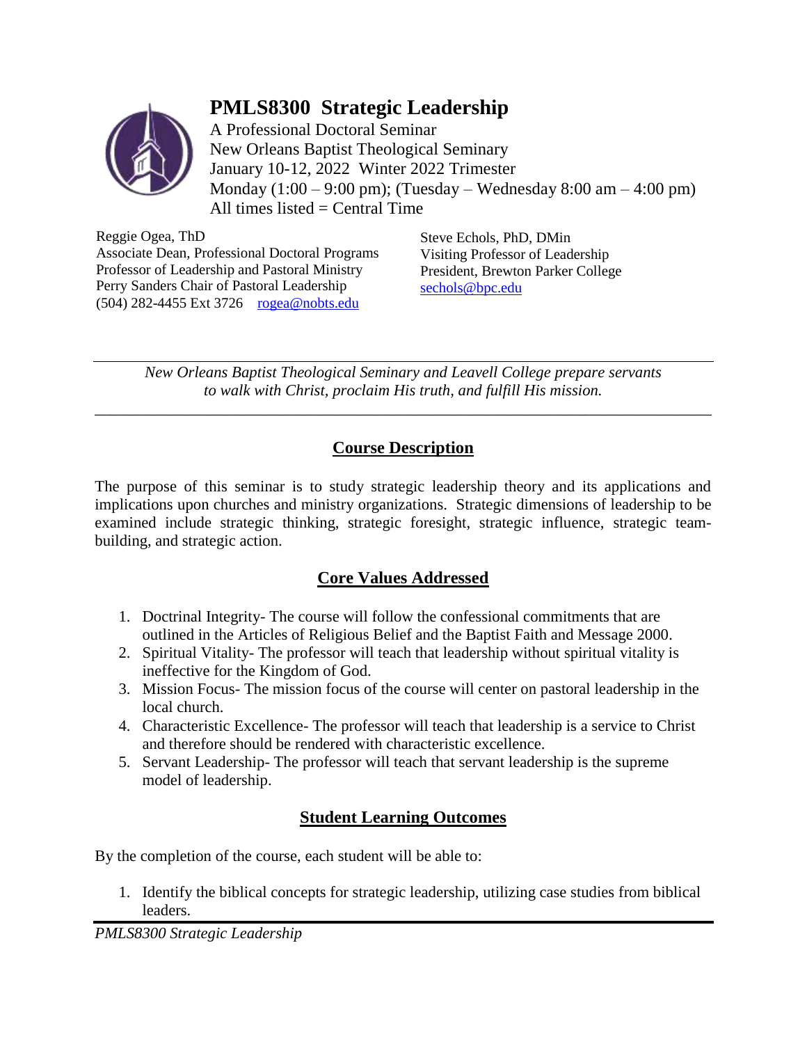# PMLS8300 Strategic Leadership

A Professional Doctoral Seminar
New Orleans Baptist Theological Seminary
January 10-12, 2022 Winter 2022 Trimester
Monday (1:00 – 9:00 pm); (Tuesday – Wednesday 8:00 am – 4:00 pm)
All times listed = Central Time

Reggie Ogea, ThD
Associate Dean, Professional Doctoral Programs
Professor of Leadership and Pastoral Ministry
Perry Sanders Chair of Pastoral Leadership
(504) 282-4455 Ext 3726 rogea@nobts.edu

Steve Echols, PhD, DMin
Visiting Professor of Leadership
President, Brewton Parker College
sechols@bpc.edu

---

*New Orleans Baptist Theological Seminary and Leavell College prepare servants to walk with Christ, proclaim His truth, and fulfill His mission.*

---

## Course Description

The purpose of this seminar is to study strategic leadership theory and its applications and implications upon churches and ministry organizations. Strategic dimensions of leadership to be examined include strategic thinking, strategic foresight, strategic influence, strategic team-building, and strategic action.

## Core Values Addressed

1. Doctrinal Integrity- The course will follow the confessional commitments that are outlined in the Articles of Religious Belief and the Baptist Faith and Message 2000.
2. Spiritual Vitality- The professor will teach that leadership without spiritual vitality is ineffective for the Kingdom of God.
3. Mission Focus- The mission focus of the course will center on pastoral leadership in the local church.
4. Characteristic Excellence- The professor will teach that leadership is a service to Christ and therefore should be rendered with characteristic excellence.
5. Servant Leadership- The professor will teach that servant leadership is the supreme model of leadership.

## Student Learning Outcomes

By the completion of the course, each student will be able to:

1. Identify the biblical concepts for strategic leadership, utilizing case studies from biblical leaders.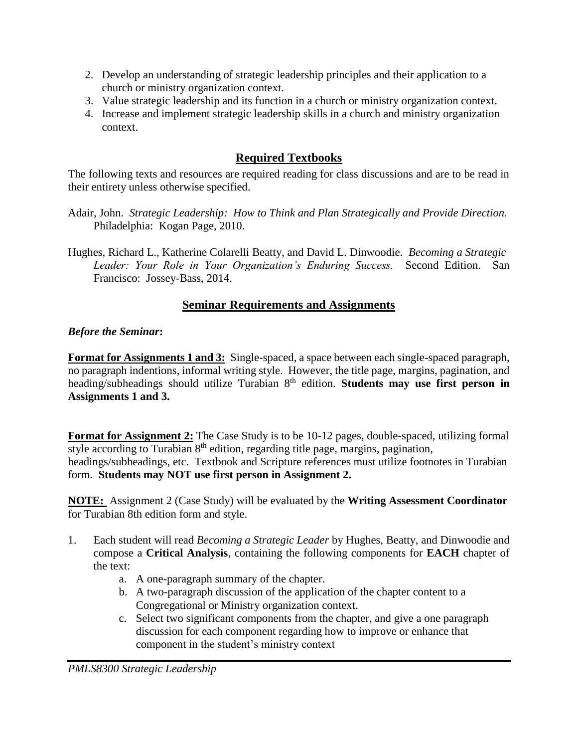2. Develop an understanding of strategic leadership principles and their application to a church or ministry organization context.
3. Value strategic leadership and its function in a church or ministry organization context.
4. Increase and implement strategic leadership skills in a church and ministry organization context.

## Required Textbooks

The following texts and resources are required reading for class discussions and are to be read in their entirety unless otherwise specified.

Adair, John. *Strategic Leadership: How to Think and Plan Strategically and Provide Direction.* Philadelphia: Kogan Page, 2010.

Hughes, Richard L., Katherine Colarelli Beatty, and David L. Dinwoodie. *Becoming a Strategic Leader: Your Role in Your Organization's Enduring Success.* Second Edition. San Francisco: Jossey-Bass, 2014.

## Seminar Requirements and Assignments

***Before the Seminar*:**

**Format for Assignments 1 and 3:** Single-spaced, a space between each single-spaced paragraph, no paragraph indentions, informal writing style. However, the title page, margins, pagination, and heading/subheadings should utilize Turabian 8th edition. **Students may use first person in Assignments 1 and 3.**

**Format for Assignment 2:** The Case Study is to be 10-12 pages, double-spaced, utilizing formal style according to Turabian 8th edition, regarding title page, margins, pagination, headings/subheadings, etc. Textbook and Scripture references must utilize footnotes in Turabian form. **Students may NOT use first person in Assignment 2.**

**NOTE:** Assignment 2 (Case Study) will be evaluated by the **Writing Assessment Coordinator** for Turabian 8th edition form and style.

1. Each student will read *Becoming a Strategic Leader* by Hughes, Beatty, and Dinwoodie and compose a **Critical Analysis**, containing the following components for **EACH** chapter of the text:
    a. A one-paragraph summary of the chapter.
    b. A two-paragraph discussion of the application of the chapter content to a Congregational or Ministry organization context.
    c. Select two significant components from the chapter, and give a one paragraph discussion for each component regarding how to improve or enhance that component in the student's ministry context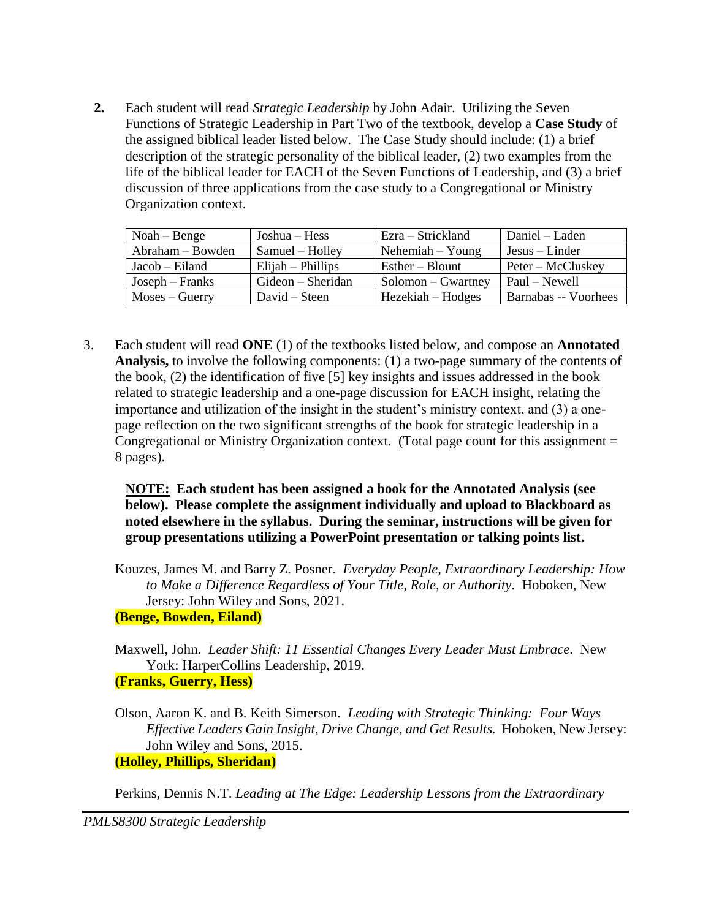**2.** Each student will read *Strategic Leadership* by John Adair. Utilizing the Seven Functions of Strategic Leadership in Part Two of the textbook, develop a **Case Study** of the assigned biblical leader listed below. The Case Study should include: (1) a brief description of the strategic personality of the biblical leader, (2) two examples from the life of the biblical leader for EACH of the Seven Functions of Leadership, and (3) a brief discussion of three applications from the case study to a Congregational or Ministry Organization context.

| | | | |
|---|---|---|---|
| Noah – Benge | Joshua – Hess | Ezra – Strickland | Daniel – Laden |
| Abraham – Bowden | Samuel – Holley | Nehemiah – Young | Jesus – Linder |
| Jacob – Eiland | Elijah – Phillips | Esther – Blount | Peter – McCluskey |
| Joseph – Franks | Gideon – Sheridan | Solomon – Gwartney | Paul – Newell |
| Moses – Guerry | David – Steen | Hezekiah – Hodges | Barnabas -- Voorhees |

3. Each student will read **ONE** (1) of the textbooks listed below, and compose an **Annotated Analysis,** to involve the following components: (1) a two-page summary of the contents of the book, (2) the identification of five [5] key insights and issues addressed in the book related to strategic leadership and a one-page discussion for EACH insight, relating the importance and utilization of the insight in the student's ministry context, and (3) a one-page reflection on the two significant strengths of the book for strategic leadership in a Congregational or Ministry Organization context. (Total page count for this assignment = 8 pages).

**NOTE: Each student has been assigned a book for the Annotated Analysis (see below). Please complete the assignment individually and upload to Blackboard as noted elsewhere in the syllabus. During the seminar, instructions will be given for group presentations utilizing a PowerPoint presentation or talking points list.**

Kouzes, James M. and Barry Z. Posner. *Everyday People, Extraordinary Leadership: How to Make a Difference Regardless of Your Title, Role, or Authority*. Hoboken, New Jersey: John Wiley and Sons, 2021.
**(Benge, Bowden, Eiland)**

Maxwell, John. *Leader Shift: 11 Essential Changes Every Leader Must Embrace*. New York: HarperCollins Leadership, 2019.
**(Franks, Guerry, Hess)**

Olson, Aaron K. and B. Keith Simerson. *Leading with Strategic Thinking: Four Ways Effective Leaders Gain Insight, Drive Change, and Get Results.* Hoboken, New Jersey: John Wiley and Sons, 2015.
**(Holley, Phillips, Sheridan)**

Perkins, Dennis N.T. *Leading at The Edge: Leadership Lessons from the Extraordinary*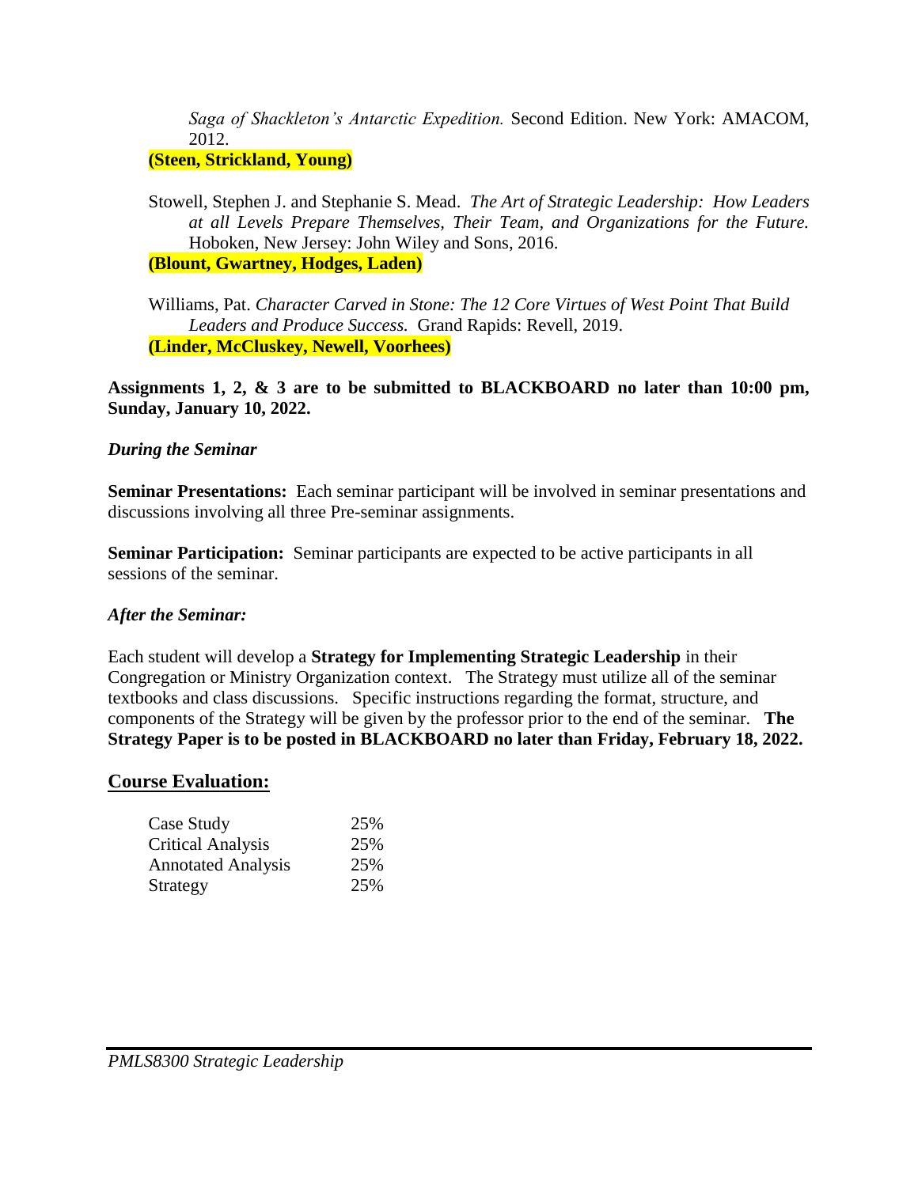*Saga of Shackleton's Antarctic Expedition.* Second Edition. New York: AMACOM, 2012.

**(Steen, Strickland, Young)**

Stowell, Stephen J. and Stephanie S. Mead. *The Art of Strategic Leadership: How Leaders at all Levels Prepare Themselves, Their Team, and Organizations for the Future.* Hoboken, New Jersey: John Wiley and Sons, 2016.

**(Blount, Gwartney, Hodges, Laden)**

Williams, Pat. *Character Carved in Stone: The 12 Core Virtues of West Point That Build Leaders and Produce Success.* Grand Rapids: Revell, 2019.

**(Linder, McCluskey, Newell, Voorhees)**

**Assignments 1, 2, & 3 are to be submitted to BLACKBOARD no later than 10:00 pm, Sunday, January 10, 2022.**

***During the Seminar***

**Seminar Presentations:** Each seminar participant will be involved in seminar presentations and discussions involving all three Pre-seminar assignments.

**Seminar Participation:** Seminar participants are expected to be active participants in all sessions of the seminar.

***After the Seminar:***

Each student will develop a **Strategy for Implementing Strategic Leadership** in their Congregation or Ministry Organization context. The Strategy must utilize all of the seminar textbooks and class discussions. Specific instructions regarding the format, structure, and components of the Strategy will be given by the professor prior to the end of the seminar. **The Strategy Paper is to be posted in BLACKBOARD no later than Friday, February 18, 2022.**

## Course Evaluation:

| | |
|---|---|
| Case Study | 25% |
| Critical Analysis | 25% |
| Annotated Analysis | 25% |
| Strategy | 25% |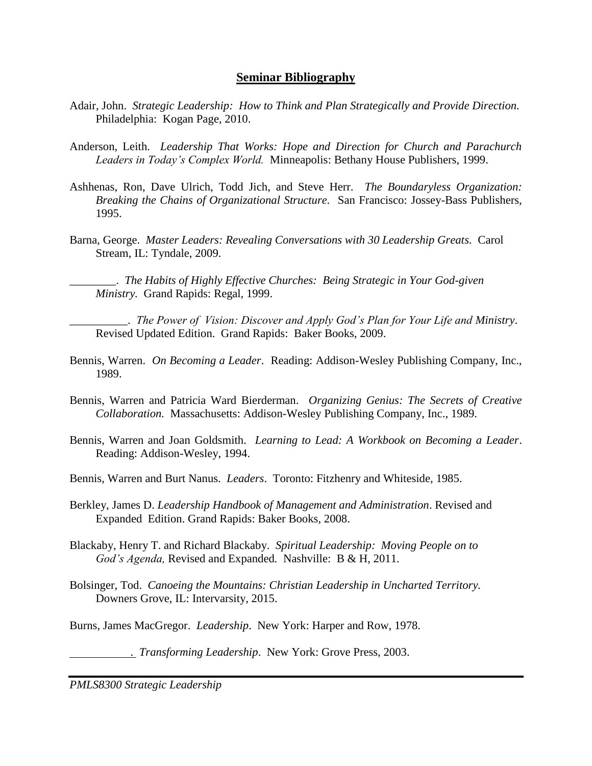## **Seminar Bibliography**

Adair, John. *Strategic Leadership: How to Think and Plan Strategically and Provide Direction.* Philadelphia: Kogan Page, 2010.

Anderson, Leith. *Leadership That Works: Hope and Direction for Church and Parachurch Leaders in Today's Complex World.* Minneapolis: Bethany House Publishers, 1999.

Ashhenas, Ron, Dave Ulrich, Todd Jich, and Steve Herr. *The Boundaryless Organization: Breaking the Chains of Organizational Structure.* San Francisco: Jossey-Bass Publishers, 1995.

Barna, George. *Master Leaders: Revealing Conversations with 30 Leadership Greats.* Carol Stream, IL: Tyndale, 2009.

________. *The Habits of Highly Effective Churches: Being Strategic in Your God-given Ministry.* Grand Rapids: Regal, 1999.

__________. *The Power of Vision: Discover and Apply God's Plan for Your Life and Ministry*. Revised Updated Edition. Grand Rapids: Baker Books, 2009.

Bennis, Warren. *On Becoming a Leader*. Reading: Addison-Wesley Publishing Company, Inc., 1989.

Bennis, Warren and Patricia Ward Bierderman. *Organizing Genius: The Secrets of Creative Collaboration.* Massachusetts: Addison-Wesley Publishing Company, Inc., 1989.

Bennis, Warren and Joan Goldsmith. *Learning to Lead: A Workbook on Becoming a Leader*. Reading: Addison-Wesley, 1994.

Bennis, Warren and Burt Nanus. *Leaders*. Toronto: Fitzhenry and Whiteside, 1985.

Berkley, James D. *Leadership Handbook of Management and Administration*. Revised and Expanded Edition. Grand Rapids: Baker Books, 2008.

Blackaby, Henry T. and Richard Blackaby. *Spiritual Leadership: Moving People on to God's Agenda,* Revised and Expanded*.* Nashville: B & H, 2011.

Bolsinger, Tod. *Canoeing the Mountains: Christian Leadership in Uncharted Territory.* Downers Grove, IL: Intervarsity, 2015.

Burns, James MacGregor. *Leadership*. New York: Harper and Row, 1978.

__________. *Transforming Leadership*. New York: Grove Press, 2003.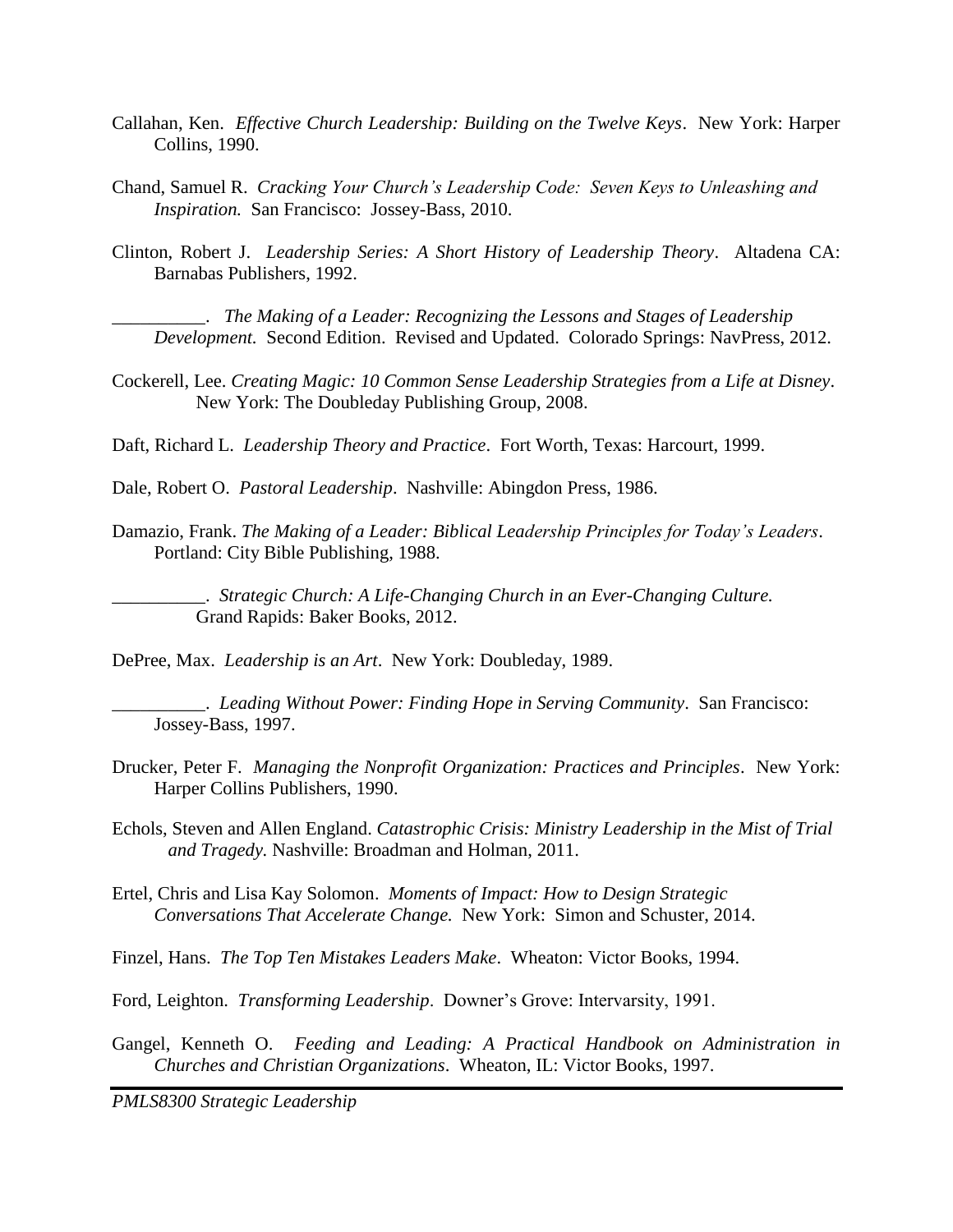Callahan, Ken. *Effective Church Leadership: Building on the Twelve Keys*. New York: Harper Collins, 1990.

Chand, Samuel R. *Cracking Your Church's Leadership Code: Seven Keys to Unleashing and Inspiration.* San Francisco: Jossey-Bass, 2010.

Clinton, Robert J. *Leadership Series: A Short History of Leadership Theory*. Altadena CA: Barnabas Publishers, 1992.

__________. *The Making of a Leader: Recognizing the Lessons and Stages of Leadership Development.* Second Edition. Revised and Updated. Colorado Springs: NavPress, 2012.

Cockerell, Lee. *Creating Magic: 10 Common Sense Leadership Strategies from a Life at Disney*. New York: The Doubleday Publishing Group, 2008.

Daft, Richard L. *Leadership Theory and Practice*. Fort Worth, Texas: Harcourt, 1999.

Dale, Robert O. *Pastoral Leadership*. Nashville: Abingdon Press, 1986.

Damazio, Frank. *The Making of a Leader: Biblical Leadership Principles for Today's Leaders*. Portland: City Bible Publishing, 1988.

__________. *Strategic Church: A Life-Changing Church in an Ever-Changing Culture.* Grand Rapids: Baker Books, 2012.

DePree, Max. *Leadership is an Art*. New York: Doubleday, 1989.

__________. *Leading Without Power: Finding Hope in Serving Community*. San Francisco: Jossey-Bass, 1997.

Drucker, Peter F. *Managing the Nonprofit Organization: Practices and Principles*. New York: Harper Collins Publishers, 1990.

Echols, Steven and Allen England. *Catastrophic Crisis: Ministry Leadership in the Mist of Trial and Tragedy.* Nashville: Broadman and Holman, 2011.

Ertel, Chris and Lisa Kay Solomon. *Moments of Impact: How to Design Strategic Conversations That Accelerate Change.* New York: Simon and Schuster, 2014.

Finzel, Hans. *The Top Ten Mistakes Leaders Make*. Wheaton: Victor Books, 1994.

Ford, Leighton. *Transforming Leadership*. Downer's Grove: Intervarsity, 1991.

Gangel, Kenneth O. *Feeding and Leading: A Practical Handbook on Administration in Churches and Christian Organizations*. Wheaton, IL: Victor Books, 1997.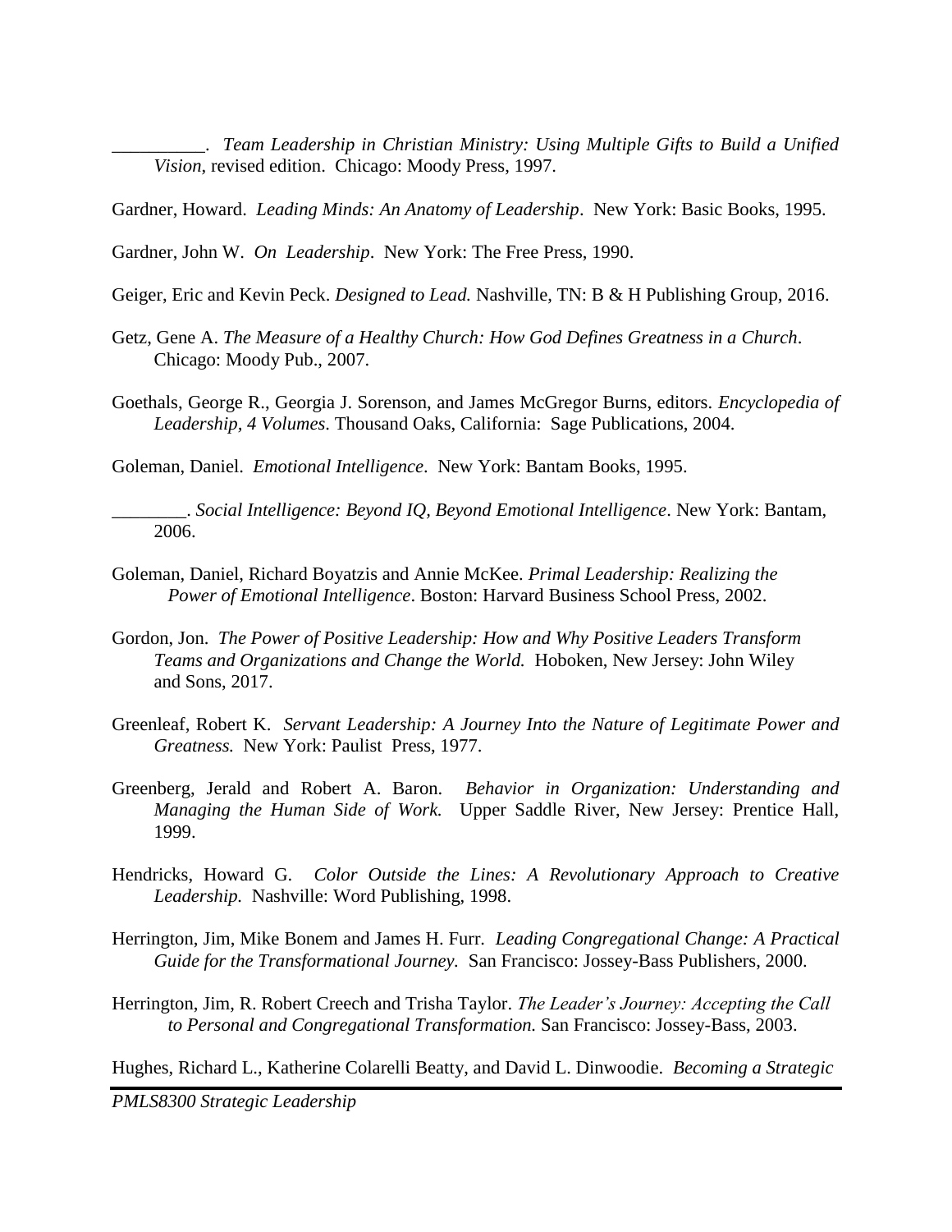__________. *Team Leadership in Christian Ministry: Using Multiple Gifts to Build a Unified Vision*, revised edition. Chicago: Moody Press, 1997.

Gardner, Howard. *Leading Minds: An Anatomy of Leadership*. New York: Basic Books, 1995.

Gardner, John W. *On Leadership*. New York: The Free Press, 1990.

Geiger, Eric and Kevin Peck. *Designed to Lead.* Nashville, TN: B & H Publishing Group, 2016.

Getz, Gene A. *The Measure of a Healthy Church: How God Defines Greatness in a Church*. Chicago: Moody Pub., 2007.

Goethals, George R., Georgia J. Sorenson, and James McGregor Burns, editors. *Encyclopedia of Leadership, 4 Volumes*. Thousand Oaks, California: Sage Publications, 2004.

Goleman, Daniel. *Emotional Intelligence*. New York: Bantam Books, 1995.

________. *Social Intelligence: Beyond IQ, Beyond Emotional Intelligence*. New York: Bantam, 2006.

Goleman, Daniel, Richard Boyatzis and Annie McKee. *Primal Leadership: Realizing the Power of Emotional Intelligence*. Boston: Harvard Business School Press, 2002.

Gordon, Jon. *The Power of Positive Leadership: How and Why Positive Leaders Transform Teams and Organizations and Change the World.* Hoboken, New Jersey: John Wiley and Sons, 2017.

Greenleaf, Robert K. *Servant Leadership: A Journey Into the Nature of Legitimate Power and Greatness.* New York: Paulist Press, 1977.

Greenberg, Jerald and Robert A. Baron. *Behavior in Organization: Understanding and Managing the Human Side of Work.* Upper Saddle River, New Jersey: Prentice Hall, 1999.

Hendricks, Howard G. *Color Outside the Lines: A Revolutionary Approach to Creative Leadership.* Nashville: Word Publishing, 1998.

Herrington, Jim, Mike Bonem and James H. Furr. *Leading Congregational Change: A Practical Guide for the Transformational Journey*. San Francisco: Jossey-Bass Publishers, 2000.

Herrington, Jim, R. Robert Creech and Trisha Taylor. *The Leader's Journey: Accepting the Call to Personal and Congregational Transformation.* San Francisco: Jossey-Bass, 2003.

Hughes, Richard L., Katherine Colarelli Beatty, and David L. Dinwoodie. *Becoming a Strategic*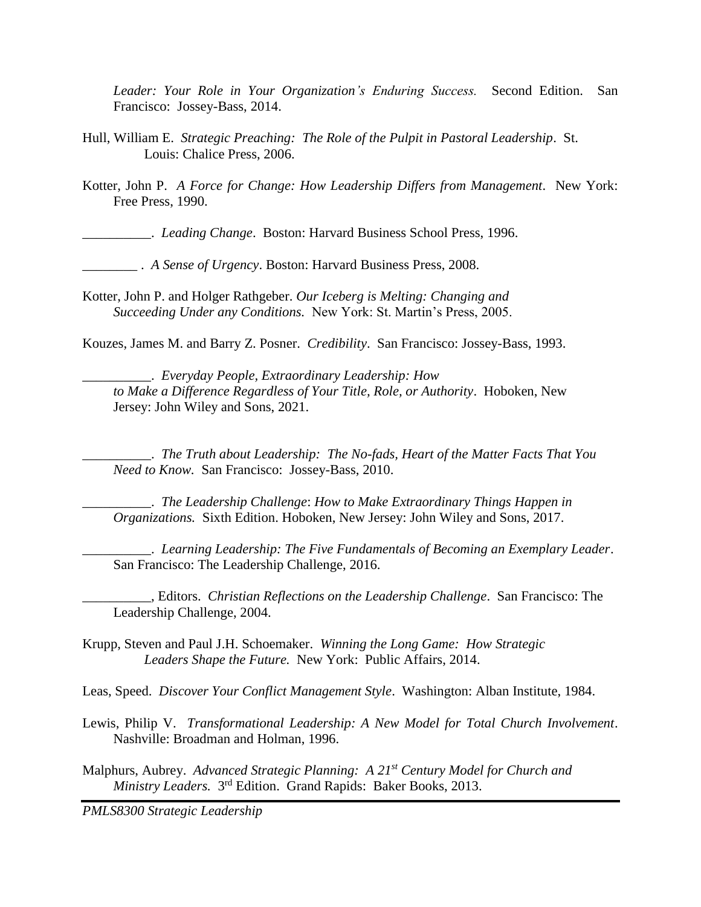*Leader: Your Role in Your Organization's Enduring Success.* Second Edition. San Francisco: Jossey-Bass, 2014.

Hull, William E. *Strategic Preaching: The Role of the Pulpit in Pastoral Leadership*. St. Louis: Chalice Press, 2006.

Kotter, John P. *A Force for Change: How Leadership Differs from Management*. New York: Free Press, 1990.

__________. *Leading Change*. Boston: Harvard Business School Press, 1996.

________ . *A Sense of Urgency*. Boston: Harvard Business Press, 2008.

Kotter, John P. and Holger Rathgeber. *Our Iceberg is Melting: Changing and Succeeding Under any Conditions.* New York: St. Martin's Press, 2005.

Kouzes, James M. and Barry Z. Posner. *Credibility*. San Francisco: Jossey-Bass, 1993.

__________. *Everyday People, Extraordinary Leadership: How to Make a Difference Regardless of Your Title, Role, or Authority*. Hoboken, New Jersey: John Wiley and Sons, 2021.

__________. *The Truth about Leadership: The No-fads, Heart of the Matter Facts That You Need to Know*. San Francisco: Jossey-Bass, 2010.

__________. *The Leadership Challenge*: *How to Make Extraordinary Things Happen in Organizations.* Sixth Edition. Hoboken, New Jersey: John Wiley and Sons, 2017.

__________. *Learning Leadership: The Five Fundamentals of Becoming an Exemplary Leader*. San Francisco: The Leadership Challenge, 2016.

__________, Editors. *Christian Reflections on the Leadership Challenge*. San Francisco: The Leadership Challenge, 2004.

Krupp, Steven and Paul J.H. Schoemaker. *Winning the Long Game: How Strategic Leaders Shape the Future.* New York: Public Affairs, 2014.

Leas, Speed. *Discover Your Conflict Management Style*. Washington: Alban Institute, 1984.

Lewis, Philip V. *Transformational Leadership: A New Model for Total Church Involvement*. Nashville: Broadman and Holman, 1996.

Malphurs, Aubrey. *Advanced Strategic Planning: A 21st Century Model for Church and Ministry Leaders.* 3rd Edition. Grand Rapids: Baker Books, 2013.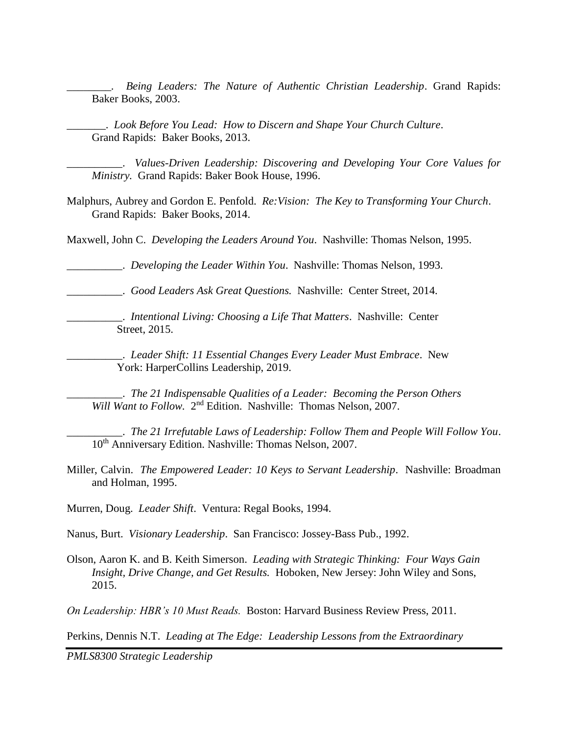________. *Being Leaders: The Nature of Authentic Christian Leadership*. Grand Rapids: Baker Books, 2003.

_______. *Look Before You Lead: How to Discern and Shape Your Church Culture*. Grand Rapids: Baker Books, 2013.

__________. *Values-Driven Leadership: Discovering and Developing Your Core Values for Ministry.* Grand Rapids: Baker Book House, 1996.

Malphurs, Aubrey and Gordon E. Penfold. *Re:Vision: The Key to Transforming Your Church*. Grand Rapids: Baker Books, 2014.

Maxwell, John C. *Developing the Leaders Around You*. Nashville: Thomas Nelson, 1995.

__________. *Developing the Leader Within You*. Nashville: Thomas Nelson, 1993.

__________. *Good Leaders Ask Great Questions.* Nashville: Center Street, 2014.

__________. *Intentional Living: Choosing a Life That Matters*. Nashville: Center Street, 2015.

__________. *Leader Shift: 11 Essential Changes Every Leader Must Embrace*. New York: HarperCollins Leadership, 2019.

__________. *The 21 Indispensable Qualities of a Leader: Becoming the Person Others Will Want to Follow.* 2nd Edition. Nashville: Thomas Nelson, 2007.

__________. *The 21 Irrefutable Laws of Leadership: Follow Them and People Will Follow You*. 10th Anniversary Edition. Nashville: Thomas Nelson, 2007.

Miller, Calvin. *The Empowered Leader: 10 Keys to Servant Leadership*. Nashville: Broadman and Holman, 1995.

Murren, Doug. *Leader Shift*. Ventura: Regal Books, 1994.

Nanus, Burt. *Visionary Leadership*. San Francisco: Jossey-Bass Pub., 1992.

Olson, Aaron K. and B. Keith Simerson. *Leading with Strategic Thinking: Four Ways Gain Insight, Drive Change, and Get Results.* Hoboken, New Jersey: John Wiley and Sons, 2015.

*On Leadership: HBR's 10 Must Reads.* Boston: Harvard Business Review Press, 2011.

Perkins, Dennis N.T. *Leading at The Edge: Leadership Lessons from the Extraordinary*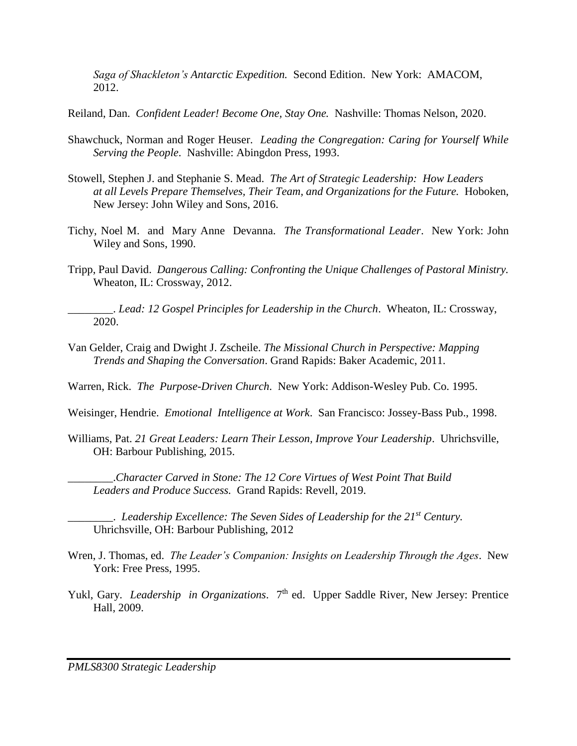*Saga of Shackleton's Antarctic Expedition.* Second Edition. New York: AMACOM, 2012.

Reiland, Dan. *Confident Leader! Become One, Stay One.* Nashville: Thomas Nelson, 2020.

Shawchuck, Norman and Roger Heuser. *Leading the Congregation: Caring for Yourself While Serving the People*. Nashville: Abingdon Press, 1993.

Stowell, Stephen J. and Stephanie S. Mead. *The Art of Strategic Leadership: How Leaders at all Levels Prepare Themselves, Their Team, and Organizations for the Future.* Hoboken, New Jersey: John Wiley and Sons, 2016.

Tichy, Noel M. and Mary Anne Devanna. *The Transformational Leader*. New York: John Wiley and Sons, 1990.

Tripp, Paul David. *Dangerous Calling: Confronting the Unique Challenges of Pastoral Ministry.* Wheaton, IL: Crossway, 2012.

________. *Lead: 12 Gospel Principles for Leadership in the Church*. Wheaton, IL: Crossway, 2020.

Van Gelder, Craig and Dwight J. Zscheile. *The Missional Church in Perspective: Mapping Trends and Shaping the Conversation*. Grand Rapids: Baker Academic, 2011.

Warren, Rick. *The Purpose-Driven Church*. New York: Addison-Wesley Pub. Co. 1995.

Weisinger, Hendrie. *Emotional Intelligence at Work*. San Francisco: Jossey-Bass Pub., 1998.

Williams, Pat. *21 Great Leaders: Learn Their Lesson, Improve Your Leadership*. Uhrichsville, OH: Barbour Publishing, 2015.

________.*Character Carved in Stone: The 12 Core Virtues of West Point That Build Leaders and Produce Success.* Grand Rapids: Revell, 2019.

________. *Leadership Excellence: The Seven Sides of Leadership for the 21st Century.* Uhrichsville, OH: Barbour Publishing, 2012

Wren, J. Thomas, ed. *The Leader's Companion: Insights on Leadership Through the Ages*. New York: Free Press, 1995.

Yukl, Gary. *Leadership in Organizations*. 7th ed. Upper Saddle River, New Jersey: Prentice Hall, 2009.